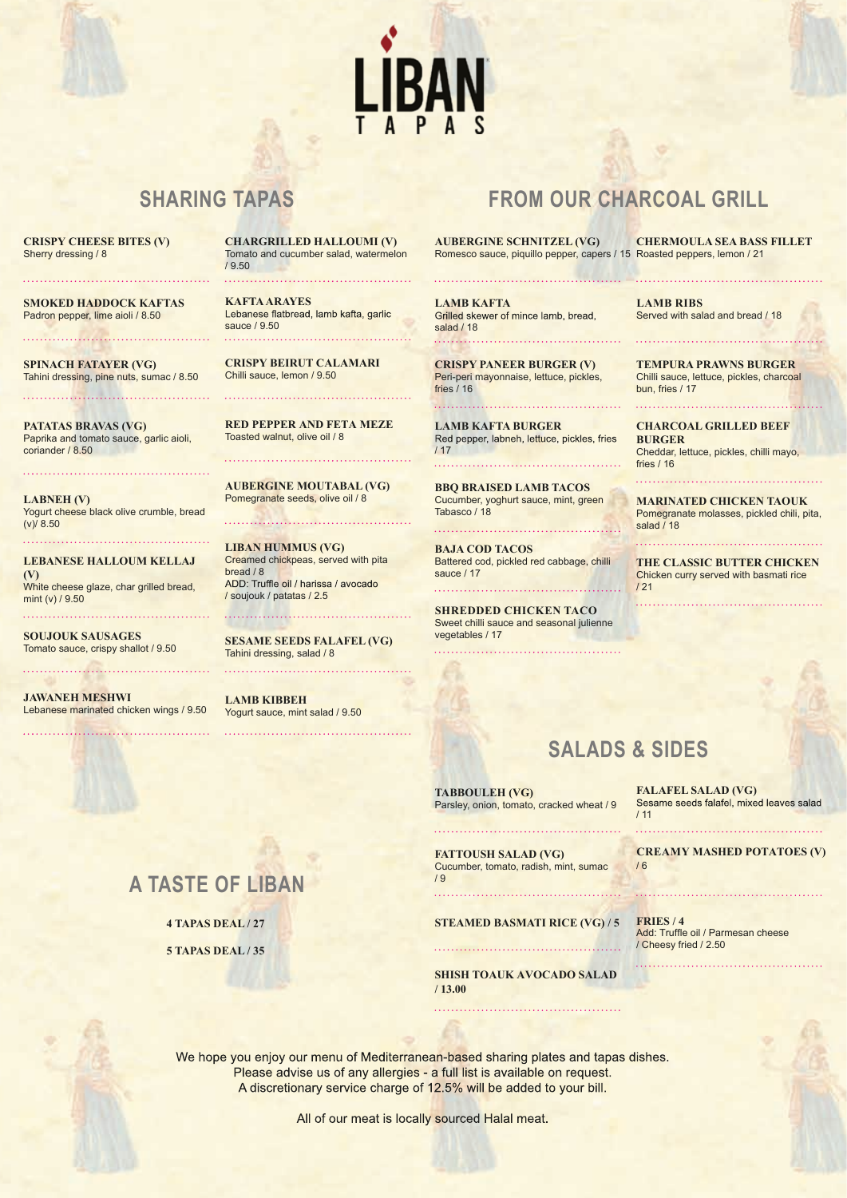# LIBAN TAPAS

## SHARING TAPAS

**CRISPY CHEESE BITES (V)**
Sherry dressing / 8

**SMOKED HADDOCK KAFTAS**
Padron pepper, lime aioli / 8.50

**SPINACH FATAYER (VG)**
Tahini dressing, pine nuts, sumac / 8.50

**PATATAS BRAVAS (VG)**
Paprika and tomato sauce, garlic aioli, coriander / 8.50

**LABNEH (V)**
Yogurt cheese black olive crumble, bread (v)/ 8.50

**LEBANESE HALLOUM KELLAJ (V)**
White cheese glaze, char grilled bread, mint (v) / 9.50

**SOUJOUK SAUSAGES**
Tomato sauce, crispy shallot / 9.50

**JAWANEH MESHWI**
Lebanese marinated chicken wings / 9.50

**CHARGRILLED HALLOUMI (V)**
Tomato and cucumber salad, watermelon / 9.50

**KAFTA ARAYES**
Lebanese flatbread, lamb kafta, garlic sauce / 9.50

**CRISPY BEIRUT CALAMARI**
Chilli sauce, lemon / 9.50

**RED PEPPER AND FETA MEZE**
Toasted walnut, olive oil / 8

**AUBERGINE MOUTABAL (VG)**
Pomegranate seeds, olive oil / 8

**LIBAN HUMMUS (VG)**
Creamed chickpeas, served with pita bread / 8
ADD: Truffle oil / harissa / avocado / soujouk / patatas / 2.5

**SESAME SEEDS FALAFEL (VG)**
Tahini dressing, salad / 8

**LAMB KIBBEH**
Yogurt sauce, mint salad / 9.50

## A TASTE OF LIBAN

**4 TAPAS DEAL / 27**

**5 TAPAS DEAL / 35**

## FROM OUR CHARCOAL GRILL

**AUBERGINE SCHNITZEL (VG)**
Romesco sauce, piquillo pepper, capers / 15

**LAMB KAFTA**
Grilled skewer of mince lamb, bread, salad / 18

**CRISPY PANEER BURGER (V)**
Peri-peri mayonnaise, lettuce, pickles, fries / 16

**LAMB KAFTA BURGER**
Red pepper, labneh, lettuce, pickles, fries / 17

**BBQ BRAISED LAMB TACOS**
Cucumber, yoghurt sauce, mint, green Tabasco / 18

**BAJA COD TACOS**
Battered cod, pickled red cabbage, chilli sauce / 17

**SHREDDED CHICKEN TACO**
Sweet chilli sauce and seasonal julienne vegetables / 17

**CHERMOULA SEA BASS FILLET**
Roasted peppers, lemon / 21

**LAMB RIBS**
Served with salad and bread / 18

**TEMPURA PRAWNS BURGER**
Chilli sauce, lettuce, pickles, charcoal bun, fries / 17

**CHARCOAL GRILLED BEEF BURGER**
Cheddar, lettuce, pickles, chilli mayo, fries / 16

**MARINATED CHICKEN TAOUK**
Pomegranate molasses, pickled chili, pita, salad / 18

**THE CLASSIC BUTTER CHICKEN**
Chicken curry served with basmati rice / 21

## SALADS & SIDES

**TABBOULEH (VG)**
Parsley, onion, tomato, cracked wheat / 9

**FATTOUSH SALAD (VG)**
Cucumber, tomato, radish, mint, sumac / 9

**STEAMED BASMATI RICE (VG) / 5**

**SHISH TOAUK AVOCADO SALAD / 13.00**

**FALAFEL SALAD (VG)**
Sesame seeds falafel, mixed leaves salad / 11

**CREAMY MASHED POTATOES (V) / 6**

**FRIES / 4**
Add: Truffle oil / Parmesan cheese / Cheesy fried / 2.50

We hope you enjoy our menu of Mediterranean-based sharing plates and tapas dishes.
Please advise us of any allergies - a full list is available on request.
A discretionary service charge of 12.5% will be added to your bill.

All of our meat is locally sourced Halal meat.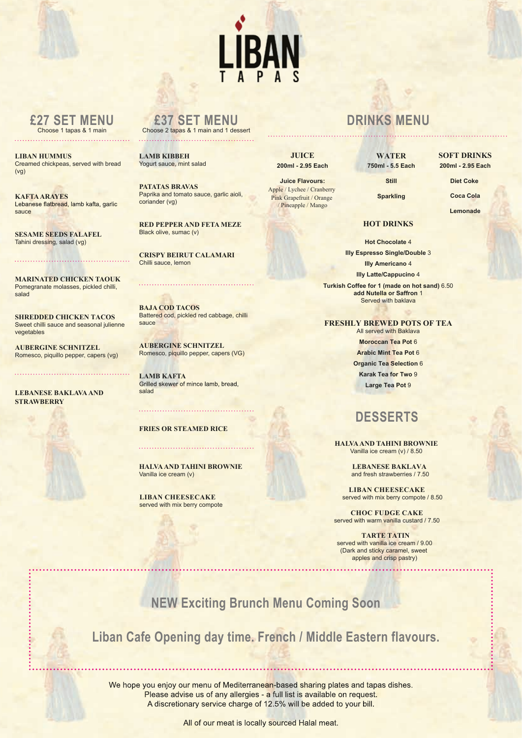# LIBAN TAPAS

## £27 SET MENU

Choose 1 tapas & 1 main

**LIBAN HUMMUS**
Creamed chickpeas, served with bread (vg)

**KAFTA ARAYES**
Lebanese flatbread, lamb kafta, garlic sauce

**SESAME SEEDS FALAFEL**
Tahini dressing, salad (vg)

---

**MARINATED CHICKEN TAOUK**
Pomegranate molasses, pickled chilli, salad

**SHREDDED CHICKEN TACOS**
Sweet chilli sauce and seasonal julienne vegetables

**AUBERGINE SCHNITZEL**
Romesco, piquillo pepper, capers (vg)

---

**LEBANESE BAKLAVA AND STRAWBERRY**

## £37 SET MENU

Choose 2 tapas & 1 main and 1 dessert

**LAMB KIBBEH**
Yogurt sauce, mint salad

**PATATAS BRAVAS**
Paprika and tomato sauce, garlic aioli, coriander (vg)

**RED PEPPER AND FETA MEZE**
Black olive, sumac (v)

**CRISPY BEIRUT CALAMARI**
Chilli sauce, lemon

---

**BAJA COD TACOS**
Battered cod, pickled red cabbage, chilli sauce

**AUBERGINE SCHNITZEL**
Romesco, piquillo pepper, capers (VG)

**LAMB KAFTA**
Grilled skewer of mince lamb, bread, salad

---

**FRIES OR STEAMED RICE**

---

**HALVA AND TAHINI BROWNIE**
Vanilla ice cream (v)

**LIBAN CHEESECAKE**
served with mix berry compote

## DRINKS MENU

**JUICE**
200ml - 2.95 Each

Juice Flavours:
Apple / Lychee / Cranberry
Pink Grapefruit / Orange / Pineapple / Mango

**WATER**
750ml - 5.5 Each

Still

Sparkling

**SOFT DRINKS**
200ml - 2.95 Each

Diet Coke

Coca Cola

Lemonade

### HOT DRINKS

Hot Chocolate 4
Illy Espresso Single/Double 3
Illy Americano 4
Illy Latte/Cappucino 4
Turkish Coffee for 1 (made on hot sand) 6.50
add Nutella or Saffron 1
Served with baklava

### FRESHLY BREWED POTS OF TEA

All served with Baklava

Moroccan Tea Pot 6
Arabic Mint Tea Pot 6
Organic Tea Selection 6
Karak Tea for Two 9
Large Tea Pot 9

## DESSERTS

**HALVA AND TAHINI BROWNIE**
Vanilla ice cream (v) / 8.50

**LEBANESE BAKLAVA**
and fresh strawberries / 7.50

**LIBAN CHEESECAKE**
served with mix berry compote / 8.50

**CHOC FUDGE CAKE**
served with warm vanilla custard / 7.50

**TARTE TATIN**
served with vanilla ice cream / 9.00
(Dark and sticky caramel, sweet apples and crisp pastry)

---

## NEW Exciting Brunch Menu Coming Soon

## Liban Cafe Opening day time. French / Middle Eastern flavours.

---

We hope you enjoy our menu of Mediterranean-based sharing plates and tapas dishes.
Please advise us of any allergies - a full list is available on request.
A discretionary service charge of 12.5% will be added to your bill.

All of our meat is locally sourced Halal meat.